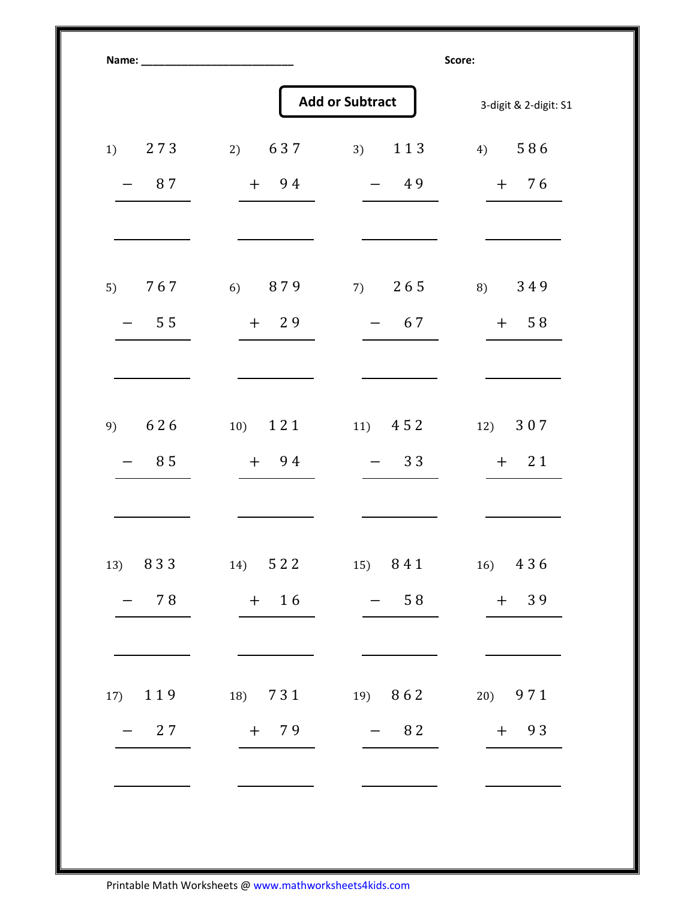Name: ___________________________ Score:

## Add or Subtract

3-digit & 2-digit: S1

| | | | |
|---|---|---|---|
| 1) $273 - 87$ = ______ | 2) $637 + 94$ = ______ | 3) $113 - 49$ = ______ | 4) $586 + 76$ = ______ |
| 5) $767 - 55$ = ______ | 6) $879 + 29$ = ______ | 7) $265 - 67$ = ______ | 8) $349 + 58$ = ______ |
| 9) $626 - 85$ = ______ | 10) $121 + 94$ = ______ | 11) $452 - 33$ = ______ | 12) $307 + 21$ = ______ |
| 13) $833 - 78$ = ______ | 14) $522 + 16$ = ______ | 15) $841 - 58$ = ______ | 16) $436 + 39$ = ______ |
| 17) $119 - 27$ = ______ | 18) $731 + 79$ = ______ | 19) $862 - 82$ = ______ | 20) $971 + 93$ = ______ |

Printable Math Worksheets @ www.mathworksheets4kids.com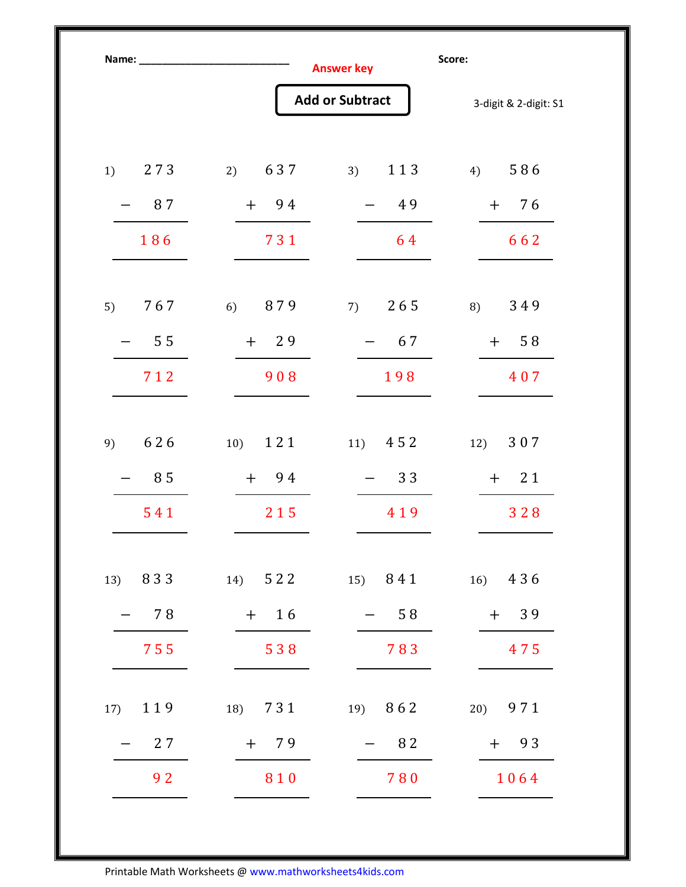Name: ___________________________ **Answer key** Score:

**Add or Subtract**

3-digit & 2-digit: S1

1) $273 - 87 = 186$

2) $637 + 94 = 731$

3) $113 - 49 = 64$

4) $586 + 76 = 662$

5) $767 - 55 = 712$

6) $879 + 29 = 908$

7) $265 - 67 = 198$

8) $349 + 58 = 407$

9) $626 - 85 = 541$

10) $121 + 94 = 215$

11) $452 - 33 = 419$

12) $307 + 21 = 328$

13) $833 - 78 = 755$

14) $522 + 16 = 538$

15) $841 - 58 = 783$

16) $436 + 39 = 475$

17) $119 - 27 = 92$

18) $731 + 79 = 810$

19) $862 - 82 = 780$

20) $971 + 93 = 1064$

Printable Math Worksheets @ www.mathworksheets4kids.com